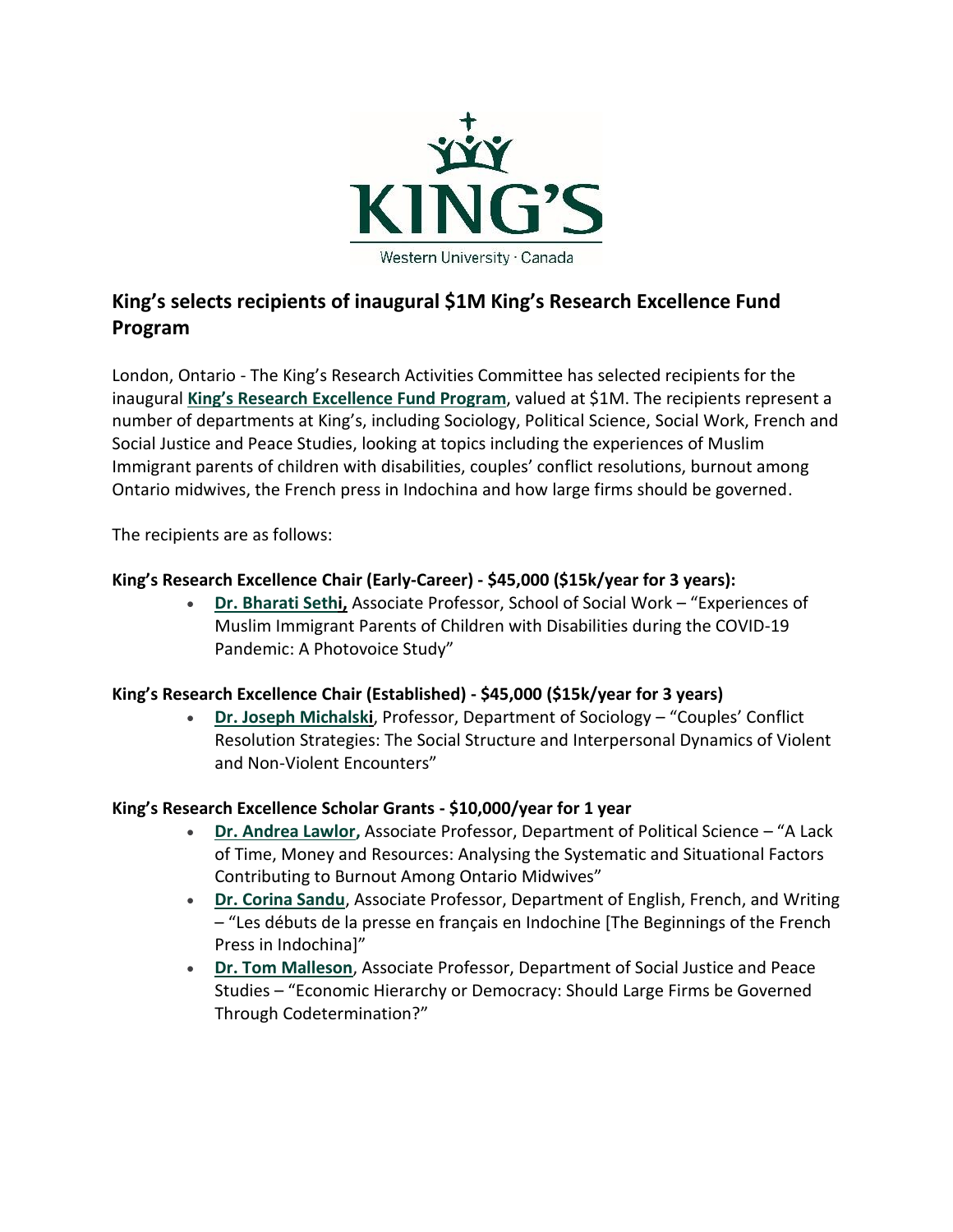# King's selects recipients of inaugural $1M King's Research Excellence Fund Program

London, Ontario - The King's Research Activities Committee has selected recipients for the inaugural **King's Research Excellence Fund Program**, valued at $1M. The recipients represent a number of departments at King's, including Sociology, Political Science, Social Work, French and Social Justice and Peace Studies, looking at topics including the experiences of Muslim Immigrant parents of children with disabilities, couples' conflict resolutions, burnout among Ontario midwives, the French press in Indochina and how large firms should be governed.

The recipients are as follows:

**King's Research Excellence Chair (Early-Career) - $45,000 ($15k/year for 3 years):**

- **Dr. Bharati Sethi,** Associate Professor, School of Social Work – "Experiences of Muslim Immigrant Parents of Children with Disabilities during the COVID-19 Pandemic: A Photovoice Study"

**King's Research Excellence Chair (Established) - $45,000 ($15k/year for 3 years)**

- **Dr. Joseph Michalski**, Professor, Department of Sociology – "Couples' Conflict Resolution Strategies: The Social Structure and Interpersonal Dynamics of Violent and Non-Violent Encounters"

**King's Research Excellence Scholar Grants - $10,000/year for 1 year**

- **Dr. Andrea Lawlor,** Associate Professor, Department of Political Science – "A Lack of Time, Money and Resources: Analysing the Systematic and Situational Factors Contributing to Burnout Among Ontario Midwives"
- **Dr. Corina Sandu**, Associate Professor, Department of English, French, and Writing – "Les débuts de la presse en français en Indochine [The Beginnings of the French Press in Indochina]"
- **Dr. Tom Malleson**, Associate Professor, Department of Social Justice and Peace Studies – "Economic Hierarchy or Democracy: Should Large Firms be Governed Through Codetermination?"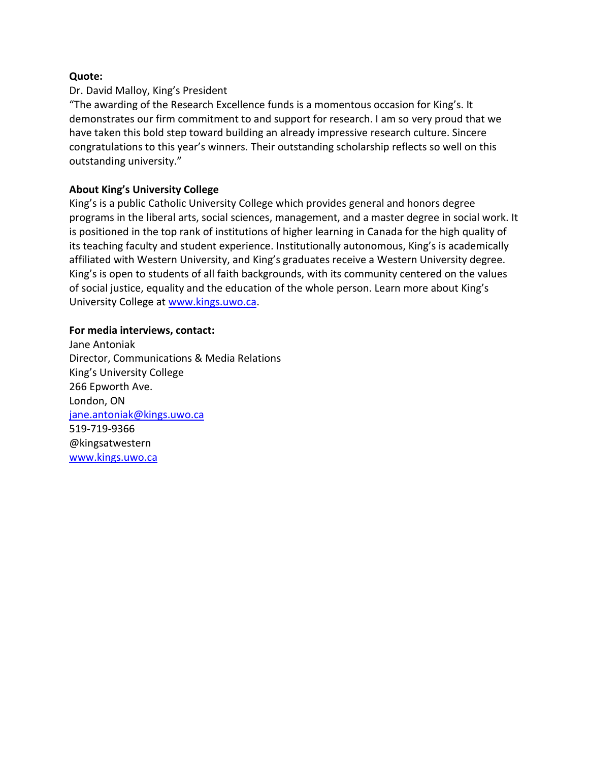**Quote:**

Dr. David Malloy, King's President

"The awarding of the Research Excellence funds is a momentous occasion for King's. It demonstrates our firm commitment to and support for research. I am so very proud that we have taken this bold step toward building an already impressive research culture. Sincere congratulations to this year's winners. Their outstanding scholarship reflects so well on this outstanding university."

**About King's University College**

King's is a public Catholic University College which provides general and honors degree programs in the liberal arts, social sciences, management, and a master degree in social work. It is positioned in the top rank of institutions of higher learning in Canada for the high quality of its teaching faculty and student experience. Institutionally autonomous, King's is academically affiliated with Western University, and King's graduates receive a Western University degree. King's is open to students of all faith backgrounds, with its community centered on the values of social justice, equality and the education of the whole person. Learn more about King's University College at [www.kings.uwo.ca](http://www.kings.uwo.ca).

**For media interviews, contact:**

Jane Antoniak
Director, Communications & Media Relations
King's University College
266 Epworth Ave.
London, ON
[jane.antoniak@kings.uwo.ca](mailto:jane.antoniak@kings.uwo.ca)
519-719-9366
@kingsatwestern
[www.kings.uwo.ca](http://www.kings.uwo.ca)